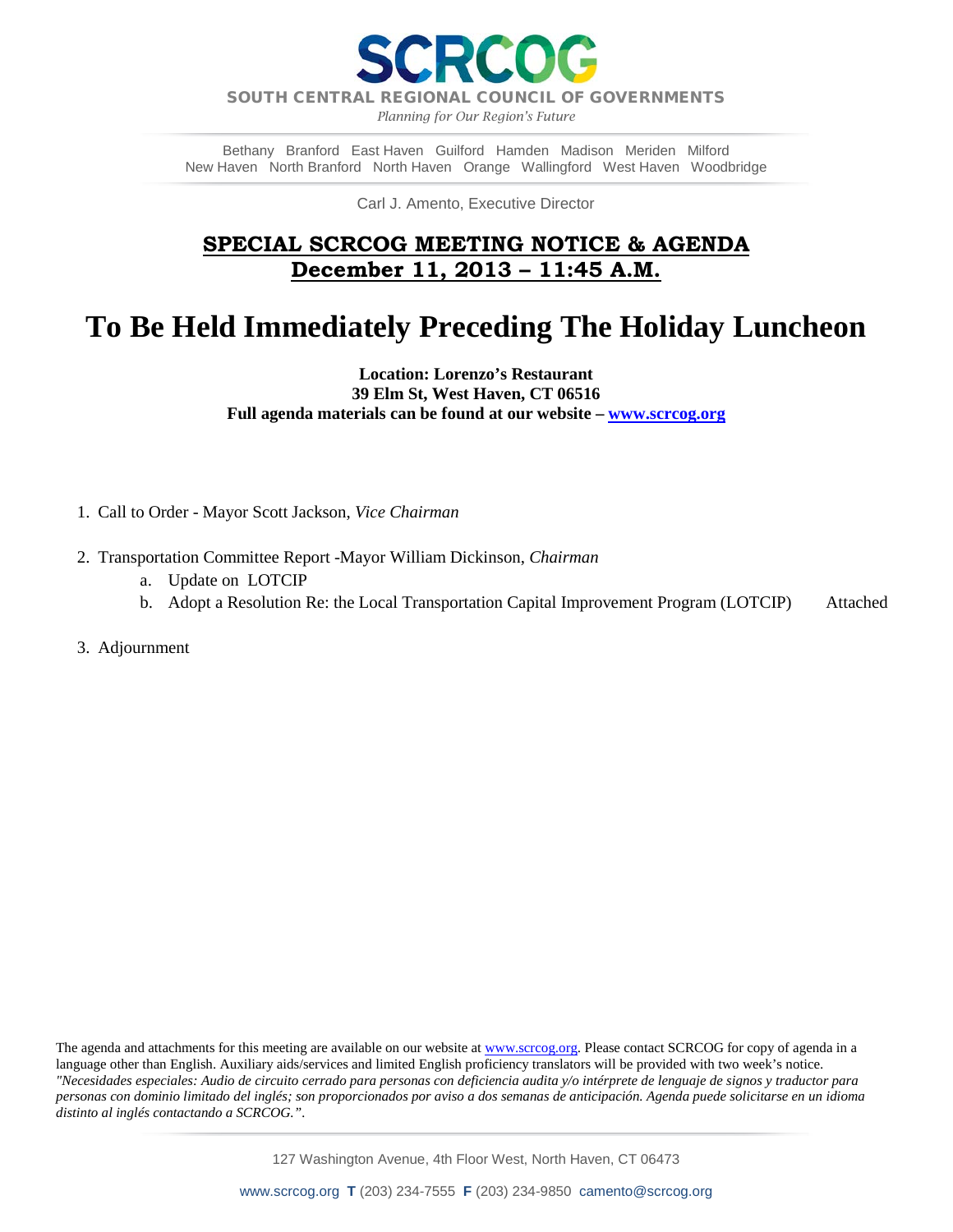# SCRCOG

SOUTH CENTRAL REGIONAL COUNCIL OF GOVERNMENTS

*Planning for Our Region's Future*

Bethany Branford East Haven Guilford Hamden Madison Meriden Milford
New Haven North Branford North Haven Orange Wallingford West Haven Woodbridge

Carl J. Amento, Executive Director

## SPECIAL SCRCOG MEETING NOTICE & AGENDA
## December 11, 2013 – 11:45 A.M.

# To Be Held Immediately Preceding The Holiday Luncheon

**Location: Lorenzo's Restaurant**
**39 Elm St, West Haven, CT 06516**
**Full agenda materials can be found at our website – www.scrcog.org**

1. Call to Order - Mayor Scott Jackson, *Vice Chairman*

2. Transportation Committee Report -Mayor William Dickinson, *Chairman*
   a. Update on LOTCIP
   b. Adopt a Resolution Re: the Local Transportation Capital Improvement Program (LOTCIP) Attached

3. Adjournment

The agenda and attachments for this meeting are available on our website at www.scrcog.org. Please contact SCRCOG for copy of agenda in a language other than English. Auxiliary aids/services and limited English proficiency translators will be provided with two week's notice. *"Necesidades especiales: Audio de circuito cerrado para personas con deficiencia audita y/o intérprete de lenguaje de signos y traductor para personas con dominio limitado del inglés; son proporcionados por aviso a dos semanas de anticipación. Agenda puede solicitarse en un idioma distinto al inglés contactando a SCRCOG."*.

127 Washington Avenue, 4th Floor West, North Haven, CT 06473

www.scrcog.org **T** (203) 234-7555 **F** (203) 234-9850 camento@scrcog.org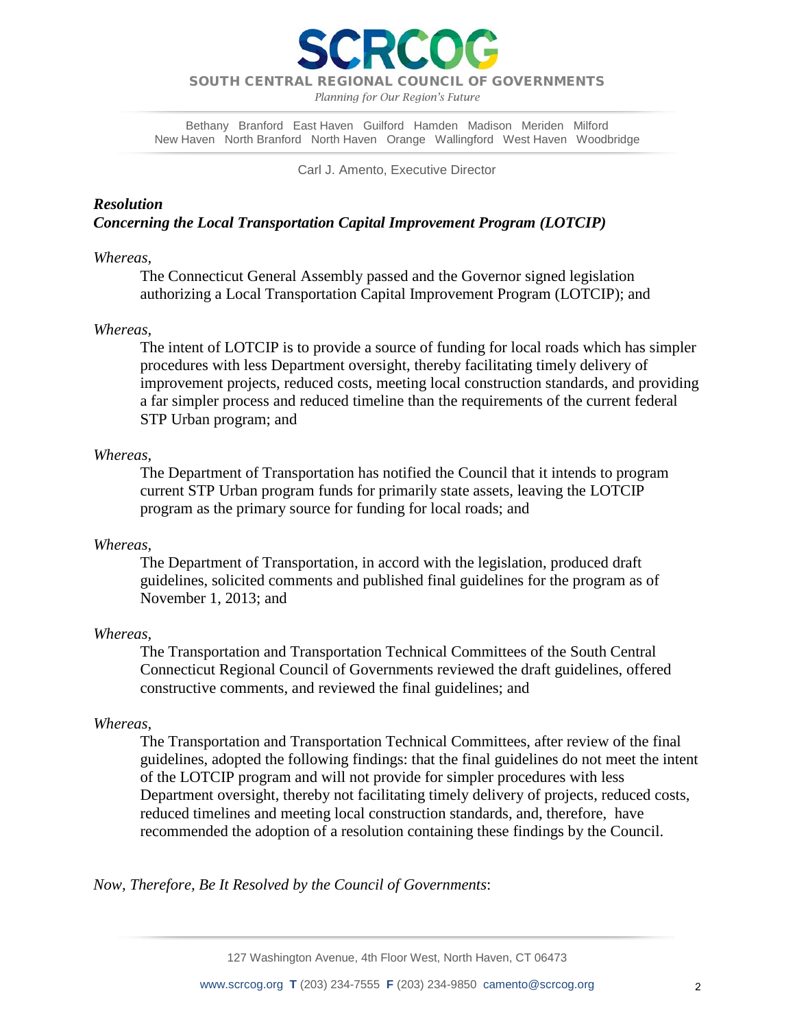# SCRCOG

**SOUTH CENTRAL REGIONAL COUNCIL OF GOVERNMENTS**

*Planning for Our Region's Future*

Bethany Branford East Haven Guilford Hamden Madison Meriden Milford New Haven North Branford North Haven Orange Wallingford West Haven Woodbridge

Carl J. Amento, Executive Director

***Resolution***
***Concerning the Local Transportation Capital Improvement Program (LOTCIP)***

*Whereas,*

The Connecticut General Assembly passed and the Governor signed legislation authorizing a Local Transportation Capital Improvement Program (LOTCIP); and

*Whereas,*

The intent of LOTCIP is to provide a source of funding for local roads which has simpler procedures with less Department oversight, thereby facilitating timely delivery of improvement projects, reduced costs, meeting local construction standards, and providing a far simpler process and reduced timeline than the requirements of the current federal STP Urban program; and

*Whereas,*

The Department of Transportation has notified the Council that it intends to program current STP Urban program funds for primarily state assets, leaving the LOTCIP program as the primary source for funding for local roads; and

*Whereas,*

The Department of Transportation, in accord with the legislation, produced draft guidelines, solicited comments and published final guidelines for the program as of November 1, 2013; and

*Whereas,*

The Transportation and Transportation Technical Committees of the South Central Connecticut Regional Council of Governments reviewed the draft guidelines, offered constructive comments, and reviewed the final guidelines; and

*Whereas,*

The Transportation and Transportation Technical Committees, after review of the final guidelines, adopted the following findings: that the final guidelines do not meet the intent of the LOTCIP program and will not provide for simpler procedures with less Department oversight, thereby not facilitating timely delivery of projects, reduced costs, reduced timelines and meeting local construction standards, and, therefore, have recommended the adoption of a resolution containing these findings by the Council.

*Now, Therefore, Be It Resolved by the Council of Governments*:

127 Washington Avenue, 4th Floor West, North Haven, CT 06473

www.scrcog.org **T** (203) 234-7555 **F** (203) 234-9850 camento@scrcog.org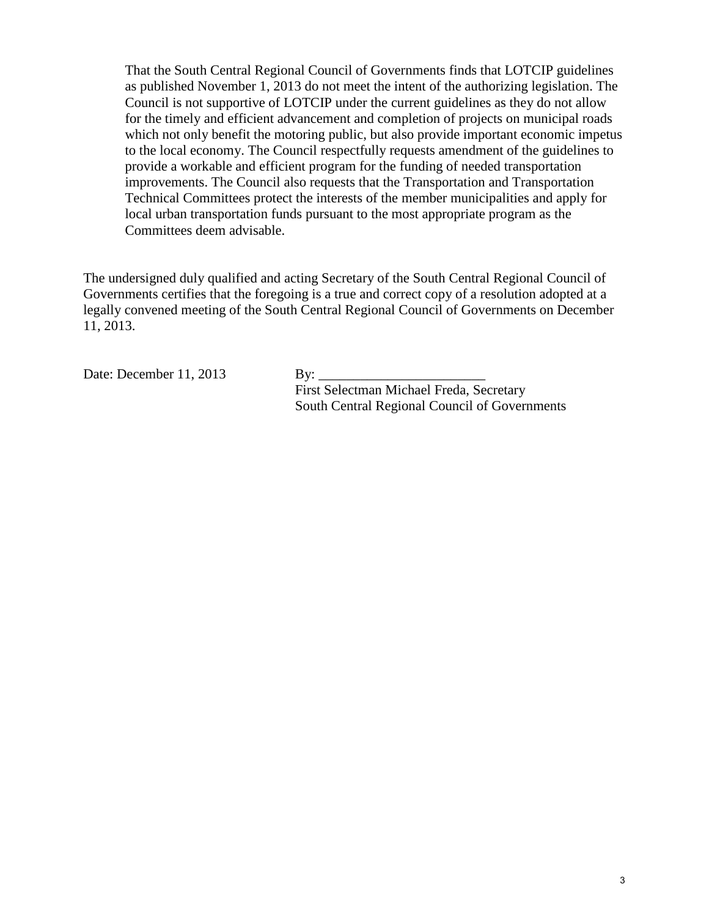That the South Central Regional Council of Governments finds that LOTCIP guidelines as published November 1, 2013 do not meet the intent of the authorizing legislation. The Council is not supportive of LOTCIP under the current guidelines as they do not allow for the timely and efficient advancement and completion of projects on municipal roads which not only benefit the motoring public, but also provide important economic impetus to the local economy. The Council respectfully requests amendment of the guidelines to provide a workable and efficient program for the funding of needed transportation improvements. The Council also requests that the Transportation and Transportation Technical Committees protect the interests of the member municipalities and apply for local urban transportation funds pursuant to the most appropriate program as the Committees deem advisable.

The undersigned duly qualified and acting Secretary of the South Central Regional Council of Governments certifies that the foregoing is a true and correct copy of a resolution adopted at a legally convened meeting of the South Central Regional Council of Governments on December 11, 2013.

Date: December 11, 2013

By: ________________________

First Selectman Michael Freda, Secretary
South Central Regional Council of Governments